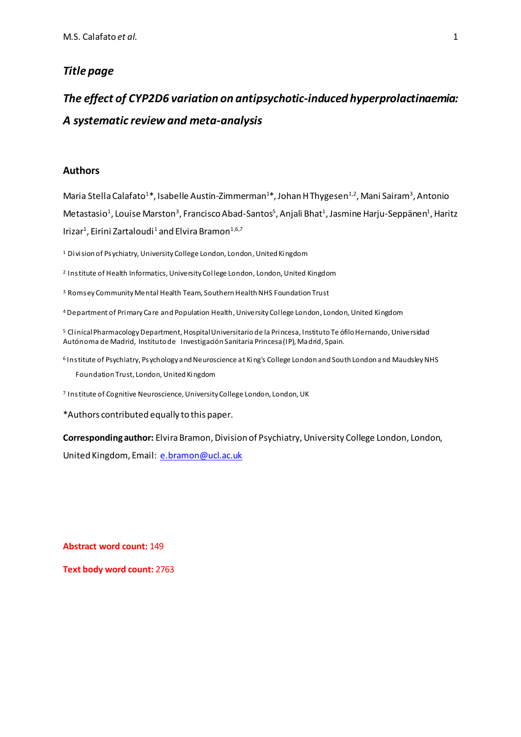*Title page*

# *The effect of CYP2D6 variation on antipsychotic-induced hyperprolactinaemia: A systematic review and meta-analysis*

## Authors

Maria Stella Calafato[1]*, Isabelle Austin-Zimmerman[1]*, Johan H Thygesen[1,2], Mani Sairam[3], Antonio Metastasio[1], Louise Marston[3], Francisco Abad-Santos[5], Anjali Bhat[1], Jasmine Harju-Seppänen[1], Haritz Irizar[1], Eirini Zartaloudi[1] and Elvira Bramon[1,6,7]

[1] Division of Psychiatry, University College London, London, United Kingdom

[2] Institute of Health Informatics, University College London, London, United Kingdom

[3] Romsey Community Mental Health Team, Southern Health NHS Foundation Trust

[4] Department of Primary Care and Population Health, University College London, London, United Kingdom

[5] Clinical Pharmacology Department, Hospital Universitario de la Princesa, Instituto Teófilo Hernando, Universidad Autónoma de Madrid, Instituto de Investigación Sanitaria Princesa (IP), Madrid, Spain.

[6] Institute of Psychiatry, Psychology and Neuroscience at King's College London and South London and Maudsley NHS Foundation Trust, London, United Kingdom

[7] Institute of Cognitive Neuroscience, University College London, London, UK

*Authors contributed equally to this paper.

**Corresponding author:** Elvira Bramon, Division of Psychiatry, University College London, London, United Kingdom, Email: e.bramon@ucl.ac.uk

**Abstract word count:** 149

**Text body word count:** 2763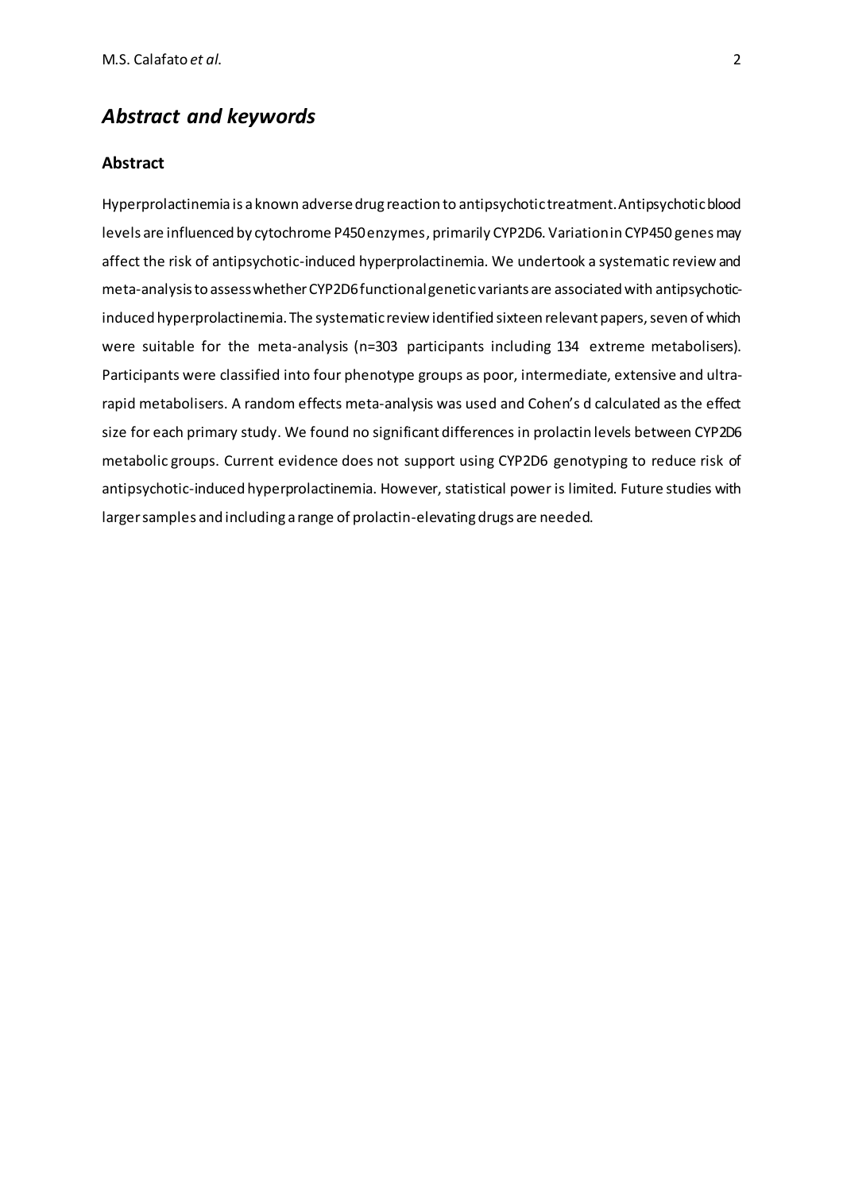# *Abstract and keywords*

## Abstract

Hyperprolactinemia is a known adverse drug reaction to antipsychotic treatment. Antipsychotic blood levels are influenced by cytochrome P450 enzymes, primarily CYP2D6. Variation in CYP450 genes may affect the risk of antipsychotic-induced hyperprolactinemia. We undertook a systematic review and meta-analysis to assess whether CYP2D6 functional genetic variants are associated with antipsychotic-induced hyperprolactinemia. The systematic review identified sixteen relevant papers, seven of which were suitable for the meta-analysis (n=303 participants including 134 extreme metabolisers). Participants were classified into four phenotype groups as poor, intermediate, extensive and ultra-rapid metabolisers. A random effects meta-analysis was used and Cohen's d calculated as the effect size for each primary study. We found no significant differences in prolactin levels between CYP2D6 metabolic groups. Current evidence does not support using CYP2D6 genotyping to reduce risk of antipsychotic-induced hyperprolactinemia. However, statistical power is limited. Future studies with larger samples and including a range of prolactin-elevating drugs are needed.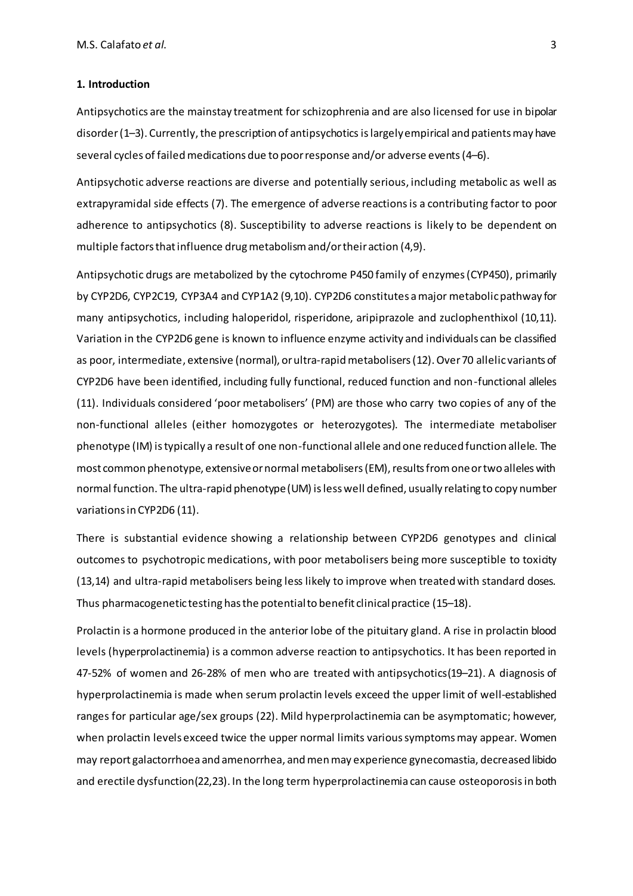## 1. Introduction

Antipsychotics are the mainstay treatment for schizophrenia and are also licensed for use in bipolar disorder (1–3). Currently, the prescription of antipsychotics is largely empirical and patients may have several cycles of failed medications due to poor response and/or adverse events (4–6).

Antipsychotic adverse reactions are diverse and potentially serious, including metabolic as well as extrapyramidal side effects (7). The emergence of adverse reactions is a contributing factor to poor adherence to antipsychotics (8). Susceptibility to adverse reactions is likely to be dependent on multiple factors that influence drug metabolism and/or their action (4,9).

Antipsychotic drugs are metabolized by the cytochrome P450 family of enzymes (CYP450), primarily by CYP2D6, CYP2C19, CYP3A4 and CYP1A2 (9,10). CYP2D6 constitutes a major metabolic pathway for many antipsychotics, including haloperidol, risperidone, aripiprazole and zuclophenthixol (10,11). Variation in the CYP2D6 gene is known to influence enzyme activity and individuals can be classified as poor, intermediate, extensive (normal), or ultra-rapid metabolisers (12). Over 70 allelic variants of CYP2D6 have been identified, including fully functional, reduced function and non-functional alleles (11). Individuals considered 'poor metabolisers' (PM) are those who carry two copies of any of the non-functional alleles (either homozygotes or heterozygotes). The intermediate metaboliser phenotype (IM) is typically a result of one non-functional allele and one reduced function allele. The most common phenotype, extensive or normal metabolisers (EM), results from one or two alleles with normal function. The ultra-rapid phenotype (UM) is less well defined, usually relating to copy number variations in CYP2D6 (11).

There is substantial evidence showing a relationship between CYP2D6 genotypes and clinical outcomes to psychotropic medications, with poor metabolisers being more susceptible to toxicity (13,14) and ultra-rapid metabolisers being less likely to improve when treated with standard doses. Thus pharmacogenetic testing has the potential to benefit clinical practice (15–18).

Prolactin is a hormone produced in the anterior lobe of the pituitary gland. A rise in prolactin blood levels (hyperprolactinemia) is a common adverse reaction to antipsychotics. It has been reported in 47-52% of women and 26-28% of men who are treated with antipsychotics (19–21). A diagnosis of hyperprolactinemia is made when serum prolactin levels exceed the upper limit of well-established ranges for particular age/sex groups (22). Mild hyperprolactinemia can be asymptomatic; however, when prolactin levels exceed twice the upper normal limits various symptoms may appear. Women may report galactorrhoea and amenorrhea, and men may experience gynecomastia, decreased libido and erectile dysfunction (22,23). In the long term hyperprolactinemia can cause osteoporosis in both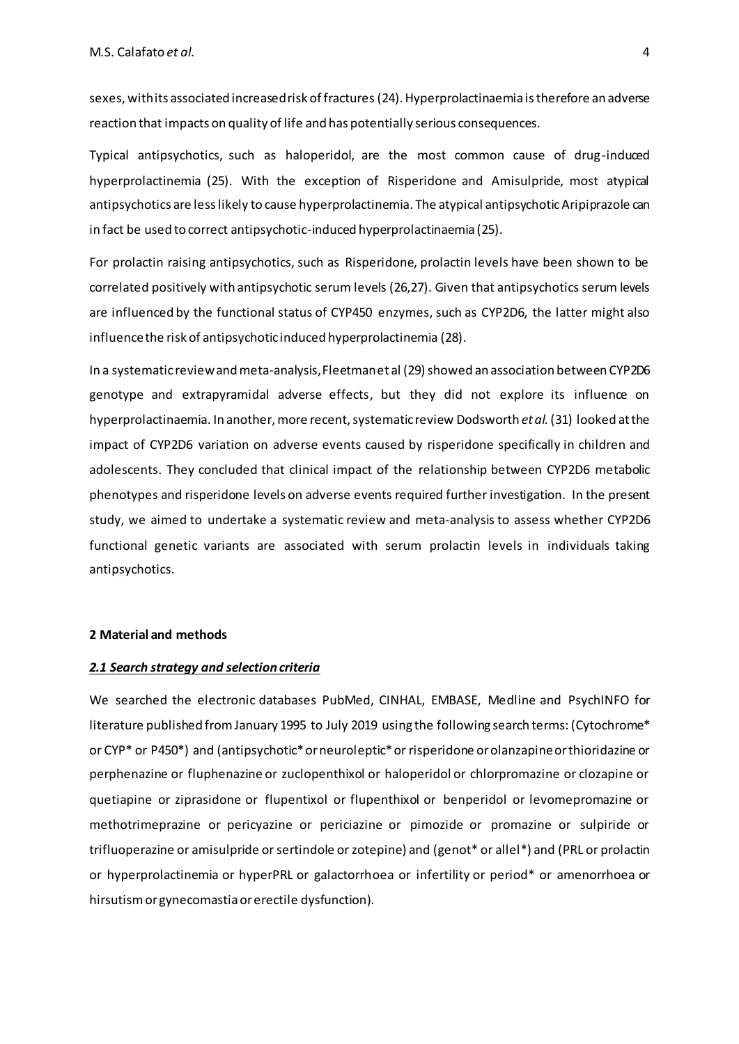sexes, with its associated increased risk of fractures (24). Hyperprolactinaemia is therefore an adverse reaction that impacts on quality of life and has potentially serious consequences.

Typical antipsychotics, such as haloperidol, are the most common cause of drug-induced hyperprolactinemia (25). With the exception of Risperidone and Amisulpride, most atypical antipsychotics are less likely to cause hyperprolactinemia. The atypical antipsychotic Aripiprazole can in fact be used to correct antipsychotic-induced hyperprolactinaemia (25).

For prolactin raising antipsychotics, such as Risperidone, prolactin levels have been shown to be correlated positively with antipsychotic serum levels (26,27). Given that antipsychotics serum levels are influenced by the functional status of CYP450 enzymes, such as CYP2D6, the latter might also influence the risk of antipsychotic induced hyperprolactinemia (28).

In a systematic review and meta-analysis, Fleetman et al (29) showed an association between CYP2D6 genotype and extrapyramidal adverse effects, but they did not explore its influence on hyperprolactinaemia. In another, more recent, systematic review Dodsworth *et al.* (31) looked at the impact of CYP2D6 variation on adverse events caused by risperidone specifically in children and adolescents. They concluded that clinical impact of the relationship between CYP2D6 metabolic phenotypes and risperidone levels on adverse events required further investigation. In the present study, we aimed to undertake a systematic review and meta-analysis to assess whether CYP2D6 functional genetic variants are associated with serum prolactin levels in individuals taking antipsychotics.

## 2 Material and methods

### *2.1 Search strategy and selection criteria*

We searched the electronic databases PubMed, CINHAL, EMBASE, Medline and PsychINFO for literature published from January 1995 to July 2019 using the following search terms: (Cytochrome* or CYP* or P450*) and (antipsychotic* or neuroleptic* or risperidone or olanzapine or thioridazine or perphenazine or fluphenazine or zuclopenthixol or haloperidol or chlorpromazine or clozapine or quetiapine or ziprasidone or flupentixol or flupenthixol or benperidol or levomepromazine or methotrimeprazine or pericyazine or periciazine or pimozide or promazine or sulpiride or trifluoperazine or amisulpride or sertindole or zotepine) and (genot* or allel*) and (PRL or prolactin or hyperprolactinemia or hyperPRL or galactorrhoea or infertility or period* or amenorrhoea or hirsutism or gynecomastia or erectile dysfunction).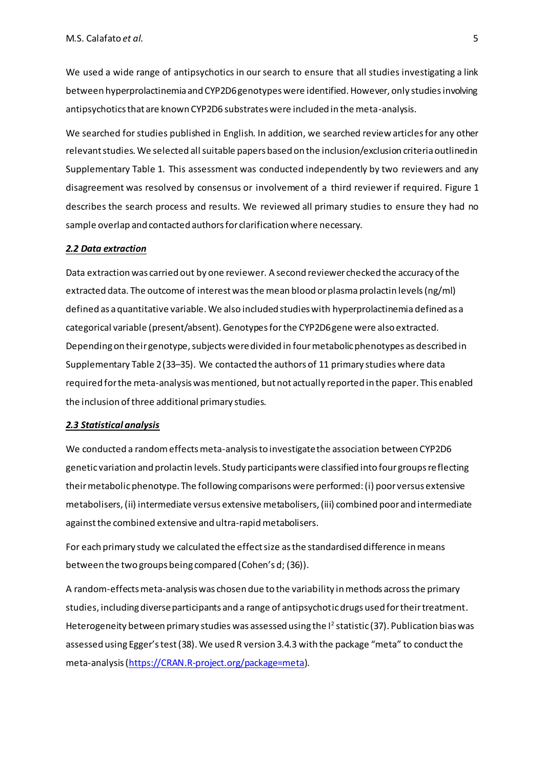We used a wide range of antipsychotics in our search to ensure that all studies investigating a link between hyperprolactinemia and CYP2D6 genotypes were identified. However, only studies involving antipsychotics that are known CYP2D6 substrates were included in the meta-analysis.

We searched for studies published in English. In addition, we searched review articles for any other relevant studies. We selected all suitable papers based on the inclusion/exclusion criteria outlined in Supplementary Table 1. This assessment was conducted independently by two reviewers and any disagreement was resolved by consensus or involvement of a third reviewer if required. Figure 1 describes the search process and results. We reviewed all primary studies to ensure they had no sample overlap and contacted authors for clarification where necessary.

### *2.2 Data extraction*

Data extraction was carried out by one reviewer. A second reviewer checked the accuracy of the extracted data. The outcome of interest was the mean blood or plasma prolactin levels (ng/ml) defined as a quantitative variable. We also included studies with hyperprolactinemia defined as a categorical variable (present/absent). Genotypes for the CYP2D6 gene were also extracted. Depending on their genotype, subjects were divided in four metabolic phenotypes as described in Supplementary Table 2 (33–35). We contacted the authors of 11 primary studies where data required for the meta-analysis was mentioned, but not actually reported in the paper. This enabled the inclusion of three additional primary studies.

### *2.3 Statistical analysis*

We conducted a random effects meta-analysis to investigate the association between CYP2D6 genetic variation and prolactin levels. Study participants were classified into four groups reflecting their metabolic phenotype. The following comparisons were performed: (i) poor versus extensive metabolisers, (ii) intermediate versus extensive metabolisers, (iii) combined poor and intermediate against the combined extensive and ultra-rapid metabolisers.

For each primary study we calculated the effect size as the standardised difference in means between the two groups being compared (Cohen's d; (36)).

A random-effects meta-analysis was chosen due to the variability in methods across the primary studies, including diverse participants and a range of antipsychotic drugs used for their treatment. Heterogeneity between primary studies was assessed using the $I^2$ statistic (37). Publication bias was assessed using Egger's test (38). We used R version 3.4.3 with the package "meta" to conduct the meta-analysis (https://CRAN.R-project.org/package=meta).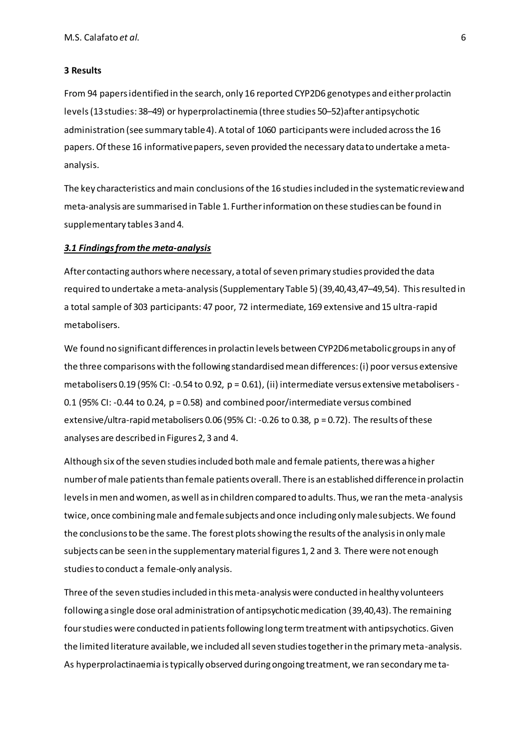## 3 Results

From 94 papers identified in the search, only 16 reported CYP2D6 genotypes and either prolactin levels (13 studies: 38–49) or hyperprolactinemia (three studies 50–52)after antipsychotic administration (see summary table 4). A total of 1060 participants were included across the 16 papers. Of these 16 informative papers, seven provided the necessary data to undertake a meta-analysis.

The key characteristics and main conclusions of the 16 studies included in the systematic review and meta-analysis are summarised in Table 1. Further information on these studies can be found in supplementary tables 3 and 4.

### ***3.1 Findings from the meta-analysis***

After contacting authors where necessary, a total of seven primary studies provided the data required to undertake a meta-analysis (Supplementary Table 5) (39,40,43,47–49,54). This resulted in a total sample of 303 participants: 47 poor, 72 intermediate, 169 extensive and 15 ultra-rapid metabolisers.

We found no significant differences in prolactin levels between CYP2D6 metabolic groups in any of the three comparisons with the following standardised mean differences: (i) poor versus extensive metabolisers 0.19 (95% CI: -0.54 to 0.92, $p = 0.61$), (ii) intermediate versus extensive metabolisers -0.1 (95% CI: -0.44 to 0.24, $p = 0.58$) and combined poor/intermediate versus combined extensive/ultra-rapid metabolisers 0.06 (95% CI: -0.26 to 0.38, $p = 0.72$). The results of these analyses are described in Figures 2, 3 and 4.

Although six of the seven studies included both male and female patients, there was a higher number of male patients than female patients overall. There is an established difference in prolactin levels in men and women, as well as in children compared to adults. Thus, we ran the meta-analysis twice, once combining male and female subjects and once including only male subjects. We found the conclusions to be the same. The forest plots showing the results of the analysis in only male subjects can be seen in the supplementary material figures 1, 2 and 3. There were not enough studies to conduct a female-only analysis.

Three of the seven studies included in this meta-analysis were conducted in healthy volunteers following a single dose oral administration of antipsychotic medication (39,40,43). The remaining four studies were conducted in patients following long term treatment with antipsychotics. Given the limited literature available, we included all seven studies together in the primary meta-analysis. As hyperprolactinaemia is typically observed during ongoing treatment, we ran secondary meta-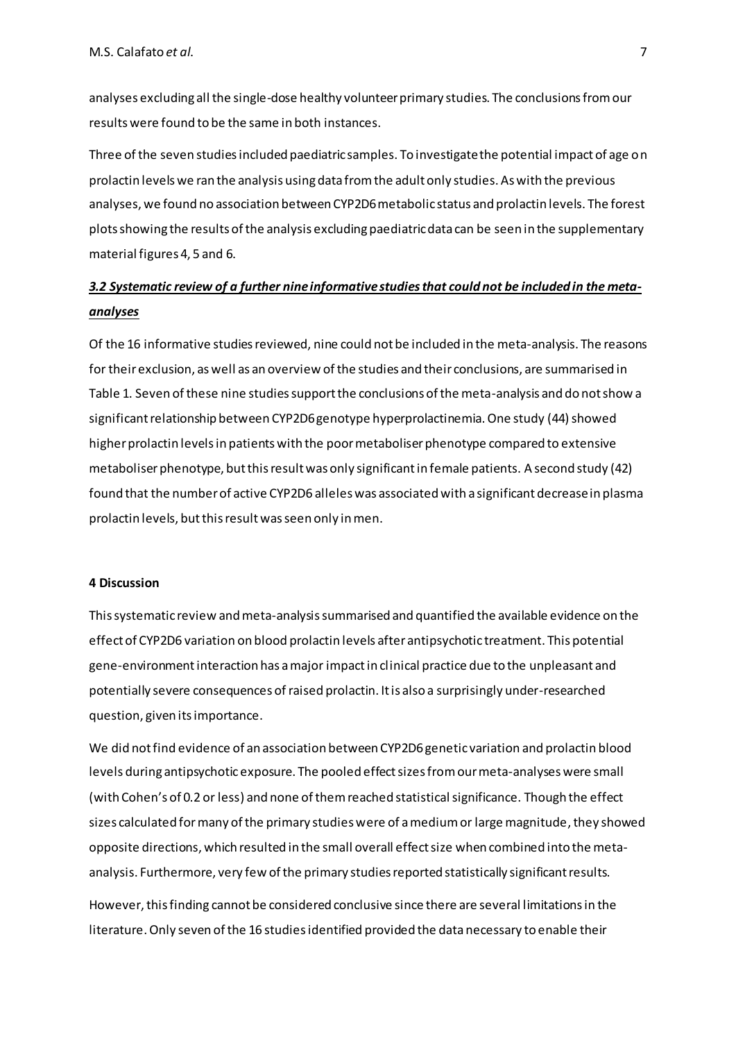analyses excluding all the single-dose healthy volunteer primary studies. The conclusions from our results were found to be the same in both instances.

Three of the seven studies included paediatric samples. To investigate the potential impact of age on prolactin levels we ran the analysis using data from the adult only studies. As with the previous analyses, we found no association between CYP2D6 metabolic status and prolactin levels. The forest plots showing the results of the analysis excluding paediatric data can be seen in the supplementary material figures 4, 5 and 6.

### *3.2 Systematic review of a further nine informative studies that could not be included in the meta-analyses*

Of the 16 informative studies reviewed, nine could not be included in the meta-analysis. The reasons for their exclusion, as well as an overview of the studies and their conclusions, are summarised in Table 1. Seven of these nine studies support the conclusions of the meta-analysis and do not show a significant relationship between CYP2D6 genotype hyperprolactinemia. One study (44) showed higher prolactin levels in patients with the poor metaboliser phenotype compared to extensive metaboliser phenotype, but this result was only significant in female patients. A second study (42) found that the number of active CYP2D6 alleles was associated with a significant decrease in plasma prolactin levels, but this result was seen only in men.

## 4 Discussion

This systematic review and meta-analysis summarised and quantified the available evidence on the effect of CYP2D6 variation on blood prolactin levels after antipsychotic treatment. This potential gene-environment interaction has a major impact in clinical practice due to the unpleasant and potentially severe consequences of raised prolactin. It is also a surprisingly under-researched question, given its importance.

We did not find evidence of an association between CYP2D6 genetic variation and prolactin blood levels during antipsychotic exposure. The pooled effect sizes from our meta-analyses were small (with Cohen's of 0.2 or less) and none of them reached statistical significance. Though the effect sizes calculated for many of the primary studies were of a medium or large magnitude, they showed opposite directions, which resulted in the small overall effect size when combined into the meta-analysis. Furthermore, very few of the primary studies reported statistically significant results.

However, this finding cannot be considered conclusive since there are several limitations in the literature. Only seven of the 16 studies identified provided the data necessary to enable their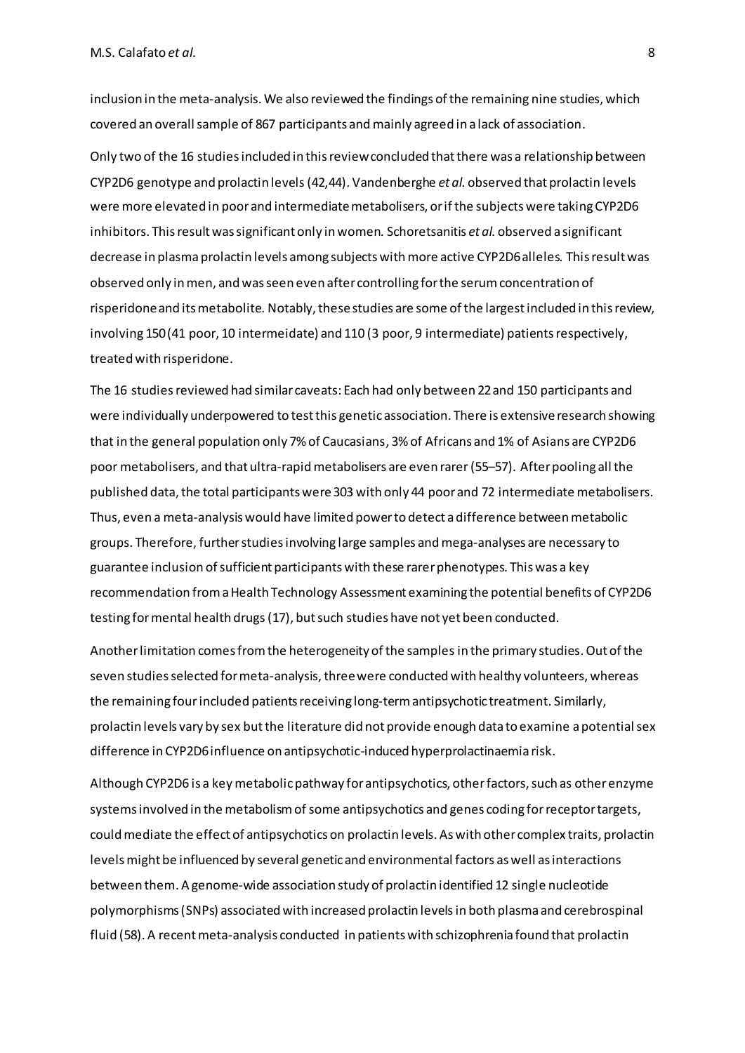inclusion in the meta-analysis. We also reviewed the findings of the remaining nine studies, which covered an overall sample of 867 participants and mainly agreed in a lack of association.

Only two of the 16 studies included in this review concluded that there was a relationship between CYP2D6 genotype and prolactin levels (42,44). Vandenberghe *et al.* observed that prolactin levels were more elevated in poor and intermediate metabolisers, or if the subjects were taking CYP2D6 inhibitors. This result was significant only in women. Schoretsanitis *et al.* observed a significant decrease in plasma prolactin levels among subjects with more active CYP2D6 alleles. This result was observed only in men, and was seen even after controlling for the serum concentration of risperidone and its metabolite. Notably, these studies are some of the largest included in this review, involving 150 (41 poor, 10 intermeidate) and 110 (3 poor, 9 intermediate) patients respectively, treated with risperidone.

The 16 studies reviewed had similar caveats: Each had only between 22 and 150 participants and were individually underpowered to test this genetic association. There is extensive research showing that in the general population only 7% of Caucasians, 3% of Africans and 1% of Asians are CYP2D6 poor metabolisers, and that ultra-rapid metabolisers are even rarer (55–57). After pooling all the published data, the total participants were 303 with only 44 poor and 72 intermediate metabolisers. Thus, even a meta-analysis would have limited power to detect a difference between metabolic groups. Therefore, further studies involving large samples and mega-analyses are necessary to guarantee inclusion of sufficient participants with these rarer phenotypes. This was a key recommendation from a Health Technology Assessment examining the potential benefits of CYP2D6 testing for mental health drugs (17), but such studies have not yet been conducted.

Another limitation comes from the heterogeneity of the samples in the primary studies. Out of the seven studies selected for meta-analysis, three were conducted with healthy volunteers, whereas the remaining four included patients receiving long-term antipsychotic treatment. Similarly, prolactin levels vary by sex but the literature did not provide enough data to examine a potential sex difference in CYP2D6 influence on antipsychotic-induced hyperprolactinaemia risk.

Although CYP2D6 is a key metabolic pathway for antipsychotics, other factors, such as other enzyme systems involved in the metabolism of some antipsychotics and genes coding for receptor targets, could mediate the effect of antipsychotics on prolactin levels. As with other complex traits, prolactin levels might be influenced by several genetic and environmental factors as well as interactions between them. A genome-wide association study of prolactin identified 12 single nucleotide polymorphisms (SNPs) associated with increased prolactin levels in both plasma and cerebrospinal fluid (58). A recent meta-analysis conducted in patients with schizophrenia found that prolactin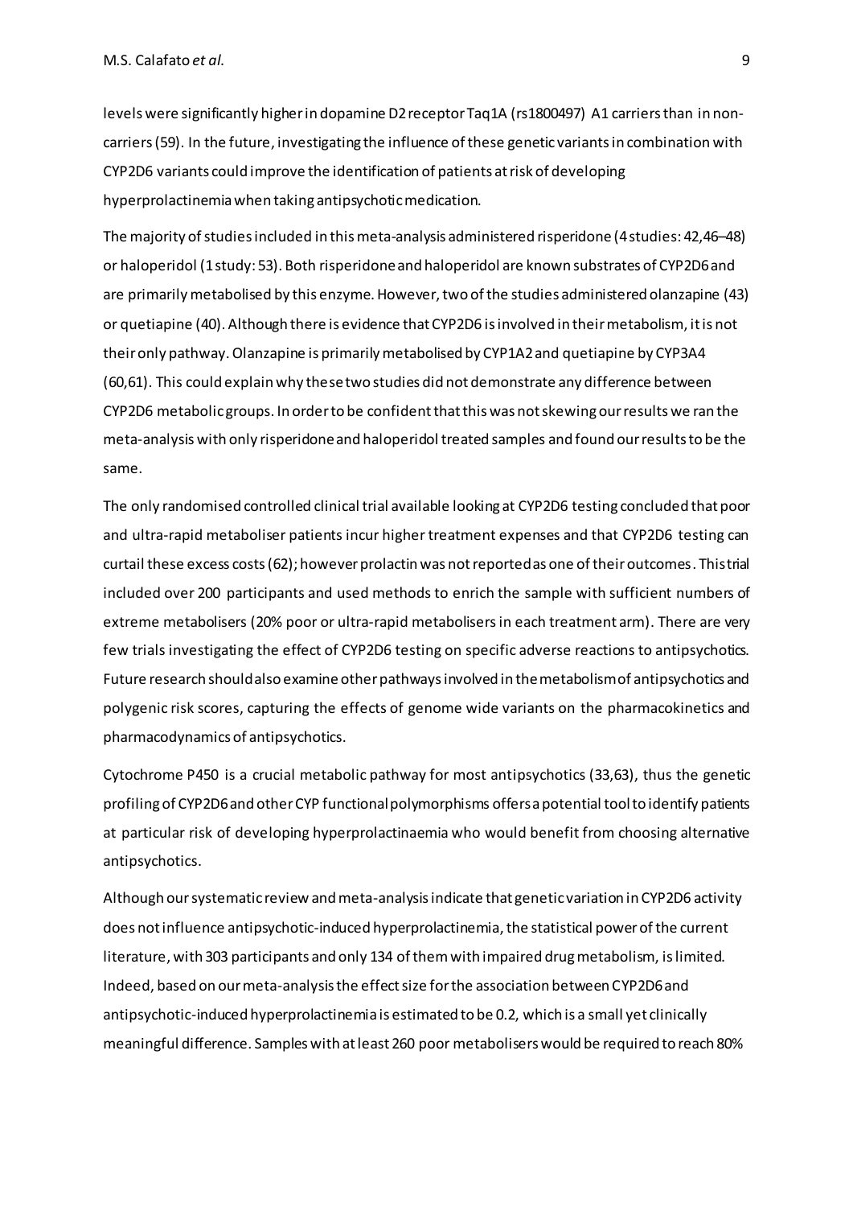levels were significantly higher in dopamine D2 receptor Taq1A (rs1800497) A1 carriers than in non-carriers (59). In the future, investigating the influence of these genetic variants in combination with CYP2D6 variants could improve the identification of patients at risk of developing hyperprolactinemia when taking antipsychotic medication.

The majority of studies included in this meta-analysis administered risperidone (4 studies: 42,46–48) or haloperidol (1 study: 53). Both risperidone and haloperidol are known substrates of CYP2D6 and are primarily metabolised by this enzyme. However, two of the studies administered olanzapine (43) or quetiapine (40). Although there is evidence that CYP2D6 is involved in their metabolism, it is not their only pathway. Olanzapine is primarily metabolised by CYP1A2 and quetiapine by CYP3A4 (60,61). This could explain why these two studies did not demonstrate any difference between CYP2D6 metabolic groups. In order to be confident that this was not skewing our results we ran the meta-analysis with only risperidone and haloperidol treated samples and found our results to be the same.

The only randomised controlled clinical trial available looking at CYP2D6 testing concluded that poor and ultra-rapid metaboliser patients incur higher treatment expenses and that CYP2D6 testing can curtail these excess costs (62); however prolactin was not reported as one of their outcomes. This trial included over 200 participants and used methods to enrich the sample with sufficient numbers of extreme metabolisers (20% poor or ultra-rapid metabolisers in each treatment arm). There are very few trials investigating the effect of CYP2D6 testing on specific adverse reactions to antipsychotics. Future research should also examine other pathways involved in the metabolism of antipsychotics and polygenic risk scores, capturing the effects of genome wide variants on the pharmacokinetics and pharmacodynamics of antipsychotics.

Cytochrome P450 is a crucial metabolic pathway for most antipsychotics (33,63), thus the genetic profiling of CYP2D6 and other CYP functional polymorphisms offers a potential tool to identify patients at particular risk of developing hyperprolactinaemia who would benefit from choosing alternative antipsychotics.

Although our systematic review and meta-analysis indicate that genetic variation in CYP2D6 activity does not influence antipsychotic-induced hyperprolactinemia, the statistical power of the current literature, with 303 participants and only 134 of them with impaired drug metabolism, is limited. Indeed, based on our meta-analysis the effect size for the association between CYP2D6 and antipsychotic-induced hyperprolactinemia is estimated to be 0.2, which is a small yet clinically meaningful difference. Samples with at least 260 poor metabolisers would be required to reach 80%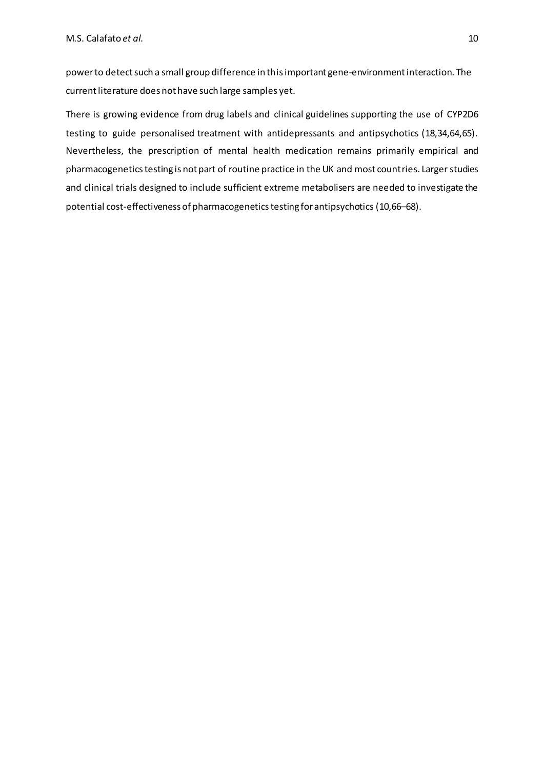power to detect such a small group difference in this important gene-environment interaction. The current literature does not have such large samples yet.

There is growing evidence from drug labels and clinical guidelines supporting the use of CYP2D6 testing to guide personalised treatment with antidepressants and antipsychotics (18,34,64,65). Nevertheless, the prescription of mental health medication remains primarily empirical and pharmacogenetics testing is not part of routine practice in the UK and most countries. Larger studies and clinical trials designed to include sufficient extreme metabolisers are needed to investigate the potential cost-effectiveness of pharmacogenetics testing for antipsychotics (10,66–68).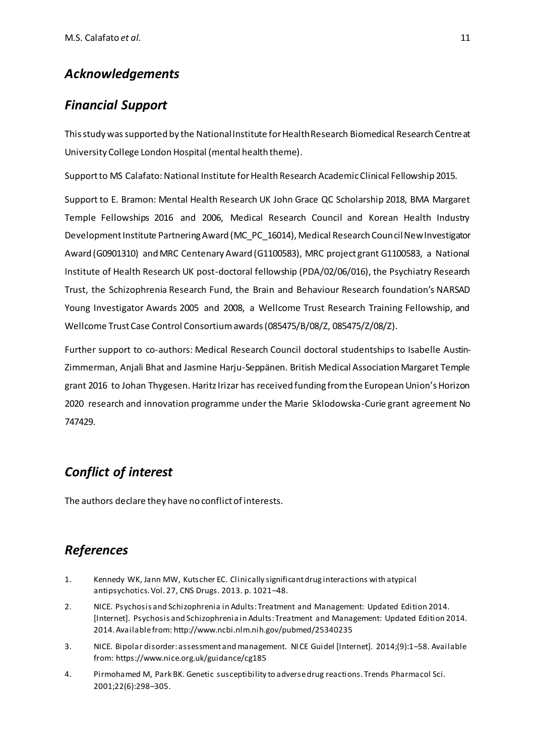## *Acknowledgements*

## *Financial Support*

This study was supported by the National Institute for Health Research Biomedical Research Centre at University College London Hospital (mental health theme).

Support to MS Calafato: National Institute for Health Research Academic Clinical Fellowship 2015.

Support to E. Bramon: Mental Health Research UK John Grace QC Scholarship 2018, BMA Margaret Temple Fellowships 2016 and 2006, Medical Research Council and Korean Health Industry Development Institute Partnering Award (MC_PC_16014), Medical Research Council New Investigator Award (G0901310) and MRC Centenary Award (G1100583), MRC project grant G1100583, a National Institute of Health Research UK post-doctoral fellowship (PDA/02/06/016), the Psychiatry Research Trust, the Schizophrenia Research Fund, the Brain and Behaviour Research foundation's NARSAD Young Investigator Awards 2005 and 2008, a Wellcome Trust Research Training Fellowship, and Wellcome Trust Case Control Consortium awards (085475/B/08/Z, 085475/Z/08/Z).

Further support to co-authors: Medical Research Council doctoral studentships to Isabelle Austin-Zimmerman, Anjali Bhat and Jasmine Harju-Seppänen. British Medical Association Margaret Temple grant 2016 to Johan Thygesen. Haritz Irizar has received funding from the European Union's Horizon 2020 research and innovation programme under the Marie Sklodowska-Curie grant agreement No 747429.

## *Conflict of interest*

The authors declare they have no conflict of interests.

## *References*

1. Kennedy WK, Jann MW, Kutscher EC. Clinically significant drug interactions with atypical antipsychotics. Vol. 27, CNS Drugs. 2013. p. 1021–48.
2. NICE. Psychosis and Schizophrenia in Adults: Treatment and Management: Updated Edition 2014. [Internet]. Psychosis and Schizophrenia in Adults: Treatment and Management: Updated Edition 2014. 2014. Available from: http://www.ncbi.nlm.nih.gov/pubmed/25340235
3. NICE. Bipolar disorder: assessment and management. NICE Guidel [Internet]. 2014;(9):1–58. Available from: https://www.nice.org.uk/guidance/cg185
4. Pirmohamed M, Park BK. Genetic susceptibility to adverse drug reactions. Trends Pharmacol Sci. 2001;22(6):298–305.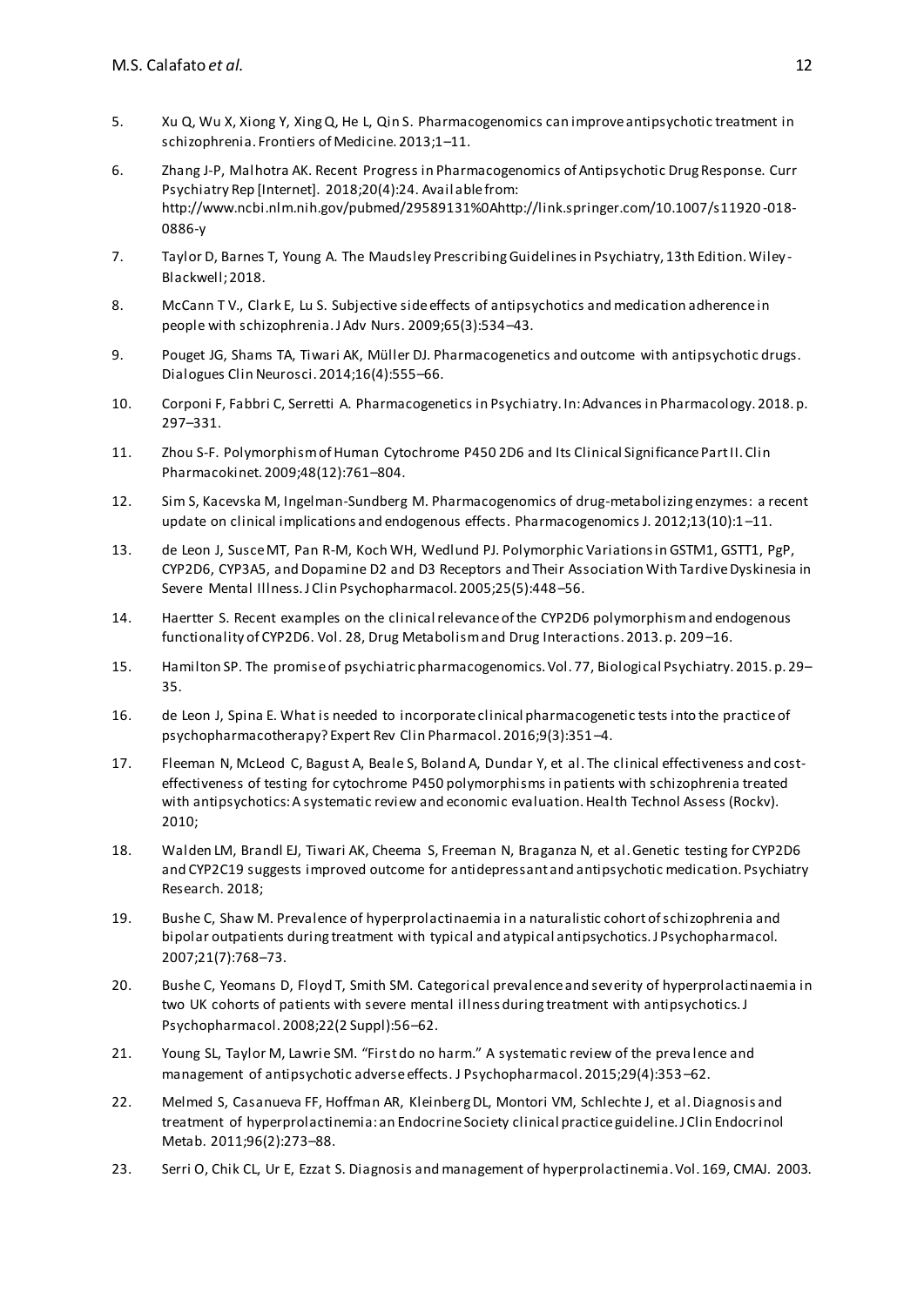5. Xu Q, Wu X, Xiong Y, Xing Q, He L, Qin S. Pharmacogenomics can improve antipsychotic treatment in schizophrenia. Frontiers of Medicine. 2013;1–11.
6. Zhang J-P, Malhotra AK. Recent Progress in Pharmacogenomics of Antipsychotic Drug Response. Curr Psychiatry Rep [Internet]. 2018;20(4):24. Available from: http://www.ncbi.nlm.nih.gov/pubmed/29589131%0Ahttp://link.springer.com/10.1007/s11920-018-0886-y
7. Taylor D, Barnes T, Young A. The Maudsley Prescribing Guidelines in Psychiatry, 13th Edition. Wiley-Blackwell; 2018.
8. McCann T V., Clark E, Lu S. Subjective side effects of antipsychotics and medication adherence in people with schizophrenia. J Adv Nurs. 2009;65(3):534–43.
9. Pouget JG, Shams TA, Tiwari AK, Müller DJ. Pharmacogenetics and outcome with antipsychotic drugs. Dialogues Clin Neurosci. 2014;16(4):555–66.
10. Corponi F, Fabbri C, Serretti A. Pharmacogenetics in Psychiatry. In: Advances in Pharmacology. 2018. p. 297–331.
11. Zhou S-F. Polymorphism of Human Cytochrome P450 2D6 and Its Clinical Significance Part II. Clin Pharmacokinet. 2009;48(12):761–804.
12. Sim S, Kacevska M, Ingelman-Sundberg M. Pharmacogenomics of drug-metabolizing enzymes: a recent update on clinical implications and endogenous effects. Pharmacogenomics J. 2012;13(10):1–11.
13. de Leon J, Susce MT, Pan R-M, Koch WH, Wedlund PJ. Polymorphic Variations in GSTM1, GSTT1, PgP, CYP2D6, CYP3A5, and Dopamine D2 and D3 Receptors and Their Association With Tardive Dyskinesia in Severe Mental Illness. J Clin Psychopharmacol. 2005;25(5):448–56.
14. Haertter S. Recent examples on the clinical relevance of the CYP2D6 polymorphism and endogenous functionality of CYP2D6. Vol. 28, Drug Metabolism and Drug Interactions. 2013. p. 209–16.
15. Hamilton SP. The promise of psychiatric pharmacogenomics. Vol. 77, Biological Psychiatry. 2015. p. 29–35.
16. de Leon J, Spina E. What is needed to incorporate clinical pharmacogenetic tests into the practice of psychopharmacotherapy? Expert Rev Clin Pharmacol. 2016;9(3):351–4.
17. Fleeman N, McLeod C, Bagust A, Beale S, Boland A, Dundar Y, et al. The clinical effectiveness and cost-effectiveness of testing for cytochrome P450 polymorphisms in patients with schizophrenia treated with antipsychotics: A systematic review and economic evaluation. Health Technol Assess (Rockv). 2010;
18. Walden LM, Brandl EJ, Tiwari AK, Cheema S, Freeman N, Braganza N, et al. Genetic testing for CYP2D6 and CYP2C19 suggests improved outcome for antidepressant and antipsychotic medication. Psychiatry Research. 2018;
19. Bushe C, Shaw M. Prevalence of hyperprolactinaemia in a naturalistic cohort of schizophrenia and bipolar outpatients during treatment with typical and atypical antipsychotics. J Psychopharmacol. 2007;21(7):768–73.
20. Bushe C, Yeomans D, Floyd T, Smith SM. Categorical prevalence and severity of hyperprolactinaemia in two UK cohorts of patients with severe mental illness during treatment with antipsychotics. J Psychopharmacol. 2008;22(2 Suppl):56–62.
21. Young SL, Taylor M, Lawrie SM. "First do no harm." A systematic review of the prevalence and management of antipsychotic adverse effects. J Psychopharmacol. 2015;29(4):353–62.
22. Melmed S, Casanueva FF, Hoffman AR, Kleinberg DL, Montori VM, Schlechte J, et al. Diagnosis and treatment of hyperprolactinemia: an Endocrine Society clinical practice guideline. J Clin Endocrinol Metab. 2011;96(2):273–88.
23. Serri O, Chik CL, Ur E, Ezzat S. Diagnosis and management of hyperprolactinemia. Vol. 169, CMAJ. 2003.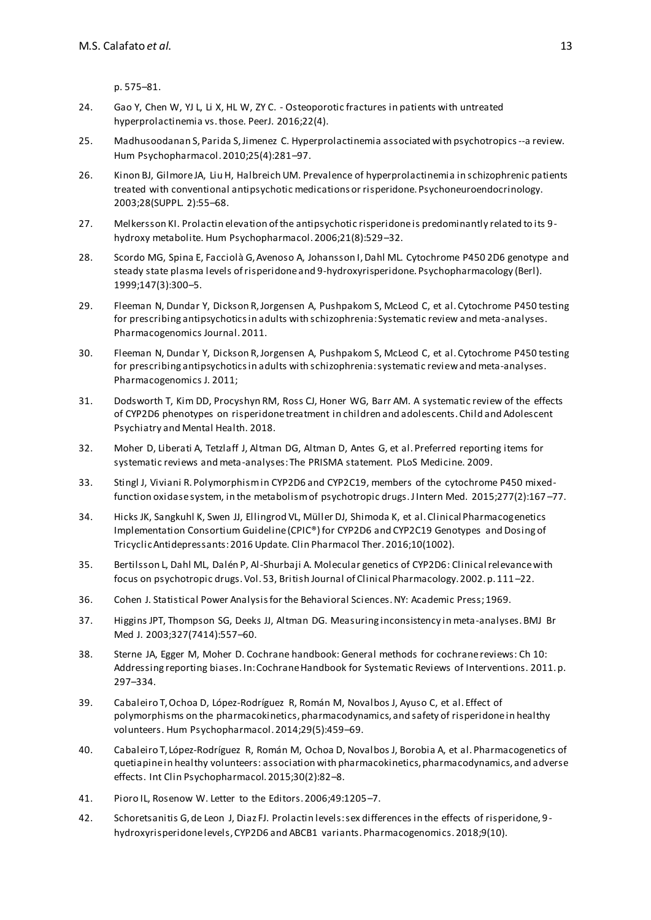p. 575–81.

24. Gao Y, Chen W, YJ L, Li X, HL W, ZY C. - Osteoporotic fractures in patients with untreated hyperprolactinemia vs. those. PeerJ. 2016;22(4).
25. Madhusoodanan S, Parida S, Jimenez C. Hyperprolactinemia associated with psychotropics --a review. Hum Psychopharmacol. 2010;25(4):281–97.
26. Kinon BJ, Gilmore JA, Liu H, Halbreich UM. Prevalence of hyperprolactinemia in schizophrenic patients treated with conventional antipsychotic medications or risperidone. Psychoneuroendocrinology. 2003;28(SUPPL. 2):55–68.
27. Melkersson KI. Prolactin elevation of the antipsychotic risperidone is predominantly related to its 9-hydroxy metabolite. Hum Psychopharmacol. 2006;21(8):529–32.
28. Scordo MG, Spina E, Facciolà G, Avenoso A, Johansson I, Dahl ML. Cytochrome P450 2D6 genotype and steady state plasma levels of risperidone and 9-hydroxyrisperidone. Psychopharmacology (Berl). 1999;147(3):300–5.
29. Fleeman N, Dundar Y, Dickson R, Jorgensen A, Pushpakom S, McLeod C, et al. Cytochrome P450 testing for prescribing antipsychotics in adults with schizophrenia: Systematic review and meta-analyses. Pharmacogenomics Journal. 2011.
30. Fleeman N, Dundar Y, Dickson R, Jorgensen A, Pushpakom S, McLeod C, et al. Cytochrome P450 testing for prescribing antipsychotics in adults with schizophrenia: systematic review and meta-analyses. Pharmacogenomics J. 2011;
31. Dodsworth T, Kim DD, Procyshyn RM, Ross CJ, Honer WG, Barr AM. A systematic review of the effects of CYP2D6 phenotypes on risperidone treatment in children and adolescents. Child and Adolescent Psychiatry and Mental Health. 2018.
32. Moher D, Liberati A, Tetzlaff J, Altman DG, Altman D, Antes G, et al. Preferred reporting items for systematic reviews and meta-analyses: The PRISMA statement. PLoS Medicine. 2009.
33. Stingl J, Viviani R. Polymorphism in CYP2D6 and CYP2C19, members of the cytochrome P450 mixed-function oxidase system, in the metabolism of psychotropic drugs. J Intern Med. 2015;277(2):167–77.
34. Hicks JK, Sangkuhl K, Swen JJ, Ellingrod VL, Müller DJ, Shimoda K, et al. Clinical Pharmacogenetics Implementation Consortium Guideline (CPIC®) for CYP2D6 and CYP2C19 Genotypes and Dosing of Tricyclic Antidepressants: 2016 Update. Clin Pharmacol Ther. 2016;10(1002).
35. Bertilsson L, Dahl ML, Dalén P, Al-Shurbaji A. Molecular genetics of CYP2D6: Clinical relevance with focus on psychotropic drugs. Vol. 53, British Journal of Clinical Pharmacology. 2002. p. 111–22.
36. Cohen J. Statistical Power Analysis for the Behavioral Sciences. NY: Academic Press; 1969.
37. Higgins JPT, Thompson SG, Deeks JJ, Altman DG. Measuring inconsistency in meta-analyses. BMJ Br Med J. 2003;327(7414):557–60.
38. Sterne JA, Egger M, Moher D. Cochrane handbook: General methods for cochrane reviews: Ch 10: Addressing reporting biases. In: Cochrane Handbook for Systematic Reviews of Interventions. 2011. p. 297–334.
39. Cabaleiro T, Ochoa D, López-Rodríguez R, Román M, Novalbos J, Ayuso C, et al. Effect of polymorphisms on the pharmacokinetics, pharmacodynamics, and safety of risperidone in healthy volunteers. Hum Psychopharmacol. 2014;29(5):459–69.
40. Cabaleiro T, López-Rodríguez R, Román M, Ochoa D, Novalbos J, Borobia A, et al. Pharmacogenetics of quetiapine in healthy volunteers: association with pharmacokinetics, pharmacodynamics, and adverse effects. Int Clin Psychopharmacol. 2015;30(2):82–8.
41. Pioro IL, Rosenow W. Letter to the Editors. 2006;49:1205–7.
42. Schoretsanitis G, de Leon J, Diaz FJ. Prolactin levels: sex differences in the effects of risperidone, 9-hydroxyrisperidone levels, CYP2D6 and ABCB1 variants. Pharmacogenomics. 2018;9(10).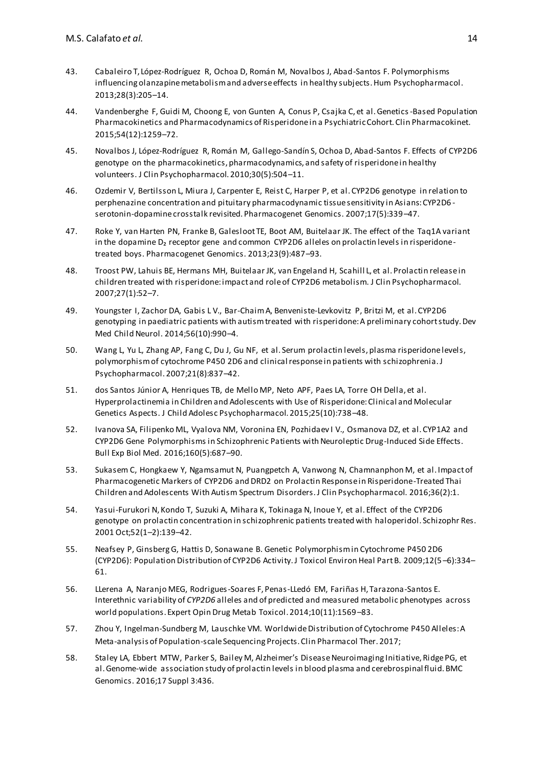43. Cabaleiro T, López-Rodríguez R, Ochoa D, Román M, Novalbos J, Abad-Santos F. Polymorphisms influencing olanzapine metabolism and adverse effects in healthy subjects. Hum Psychopharmacol. 2013;28(3):205–14.

44. Vandenberghe F, Guidi M, Choong E, von Gunten A, Conus P, Csajka C, et al. Genetics-Based Population Pharmacokinetics and Pharmacodynamics of Risperidone in a Psychiatric Cohort. Clin Pharmacokinet. 2015;54(12):1259–72.

45. Novalbos J, López-Rodríguez R, Román M, Gallego-Sandín S, Ochoa D, Abad-Santos F. Effects of CYP2D6 genotype on the pharmacokinetics, pharmacodynamics, and safety of risperidone in healthy volunteers. J Clin Psychopharmacol. 2010;30(5):504–11.

46. Ozdemir V, Bertilsson L, Miura J, Carpenter E, Reist C, Harper P, et al. CYP2D6 genotype in relation to perphenazine concentration and pituitary pharmacodynamic tissue sensitivity in Asians: CYP2D6-serotonin-dopamine crosstalk revisited. Pharmacogenet Genomics. 2007;17(5):339–47.

47. Roke Y, van Harten PN, Franke B, Galesloot TE, Boot AM, Buitelaar JK. The effect of the Taq1A variant in the dopamine $D_2$ receptor gene and common CYP2D6 alleles on prolactin levels in risperidone-treated boys. Pharmacogenet Genomics. 2013;23(9):487–93.

48. Troost PW, Lahuis BE, Hermans MH, Buitelaar JK, van Engeland H, Scahill L, et al. Prolactin release in children treated with risperidone: impact and role of CYP2D6 metabolism. J Clin Psychopharmacol. 2007;27(1):52–7.

49. Youngster I, Zachor DA, Gabis L V., Bar-Chaim A, Benveniste-Levkovitz P, Britzi M, et al. CYP2D6 genotyping in paediatric patients with autism treated with risperidone: A preliminary cohort study. Dev Med Child Neurol. 2014;56(10):990–4.

50. Wang L, Yu L, Zhang AP, Fang C, Du J, Gu NF, et al. Serum prolactin levels, plasma risperidone levels, polymorphism of cytochrome P450 2D6 and clinical response in patients with schizophrenia. J Psychopharmacol. 2007;21(8):837–42.

51. dos Santos Júnior A, Henriques TB, de Mello MP, Neto APF, Paes LA, Torre OH Della, et al. Hyperprolactinemia in Children and Adolescents with Use of Risperidone: Clinical and Molecular Genetics Aspects. J Child Adolesc Psychopharmacol. 2015;25(10):738–48.

52. Ivanova SA, Filipenko ML, Vyalova NM, Voronina EN, Pozhidaev I V., Osmanova DZ, et al. CYP1A2 and CYP2D6 Gene Polymorphisms in Schizophrenic Patients with Neuroleptic Drug-Induced Side Effects. Bull Exp Biol Med. 2016;160(5):687–90.

53. Sukasem C, Hongkaew Y, Ngamsamut N, Puangpetch A, Vanwong N, Chamnanphon M, et al. Impact of Pharmacogenetic Markers of CYP2D6 and DRD2 on Prolactin Response in Risperidone-Treated Thai Children and Adolescents With Autism Spectrum Disorders. J Clin Psychopharmacol. 2016;36(2):1.

54. Yasui-Furukori N, Kondo T, Suzuki A, Mihara K, Tokinaga N, Inoue Y, et al. Effect of the CYP2D6 genotype on prolactin concentration in schizophrenic patients treated with haloperidol. Schizophr Res. 2001 Oct;52(1–2):139–42.

55. Neafsey P, Ginsberg G, Hattis D, Sonawane B. Genetic Polymorphism in Cytochrome P450 2D6 (CYP2D6): Population Distribution of CYP2D6 Activity. J Toxicol Environ Heal Part B. 2009;12(5–6):334–61.

56. LLerena A, Naranjo MEG, Rodrigues-Soares F, Penas-LLedó EM, Fariñas H, Tarazona-Santos E. Interethnic variability of *CYP2D6* alleles and of predicted and measured metabolic phenotypes across world populations. Expert Opin Drug Metab Toxicol. 2014;10(11):1569–83.

57. Zhou Y, Ingelman-Sundberg M, Lauschke VM. Worldwide Distribution of Cytochrome P450 Alleles: A Meta-analysis of Population-scale Sequencing Projects. Clin Pharmacol Ther. 2017;

58. Staley LA, Ebbert MTW, Parker S, Bailey M, Alzheimer's Disease Neuroimaging Initiative, Ridge PG, et al. Genome-wide association study of prolactin levels in blood plasma and cerebrospinal fluid. BMC Genomics. 2016;17 Suppl 3:436.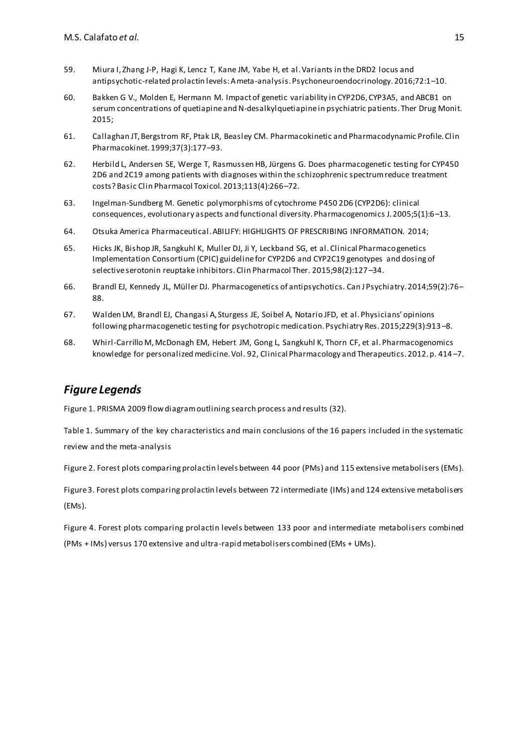59. Miura I, Zhang J-P, Hagi K, Lencz T, Kane JM, Yabe H, et al. Variants in the DRD2 locus and antipsychotic-related prolactin levels: A meta-analysis. Psychoneuroendocrinology. 2016;72:1–10.

60. Bakken G V., Molden E, Hermann M. Impact of genetic variability in CYP2D6, CYP3A5, and ABCB1 on serum concentrations of quetiapine and N-desalkylquetiapine in psychiatric patients. Ther Drug Monit. 2015;

61. Callaghan JT, Bergstrom RF, Ptak LR, Beasley CM. Pharmacokinetic and Pharmacodynamic Profile. Clin Pharmacokinet. 1999;37(3):177–93.

62. Herbild L, Andersen SE, Werge T, Rasmussen HB, Jürgens G. Does pharmacogenetic testing for CYP450 2D6 and 2C19 among patients with diagnoses within the schizophrenic spectrum reduce treatment costs? Basic Clin Pharmacol Toxicol. 2013;113(4):266–72.

63. Ingelman-Sundberg M. Genetic polymorphisms of cytochrome P450 2D6 (CYP2D6): clinical consequences, evolutionary aspects and functional diversity. Pharmacogenomics J. 2005;5(1):6–13.

64. Otsuka America Pharmaceutical. ABILIFY: HIGHLIGHTS OF PRESCRIBING INFORMATION. 2014;

65. Hicks JK, Bishop JR, Sangkuhl K, Muller DJ, Ji Y, Leckband SG, et al. Clinical Pharmacogenetics Implementation Consortium (CPIC) guideline for CYP2D6 and CYP2C19 genotypes and dosing of selective serotonin reuptake inhibitors. Clin Pharmacol Ther. 2015;98(2):127–34.

66. Brandl EJ, Kennedy JL, Müller DJ. Pharmacogenetics of antipsychotics. Can J Psychiatry. 2014;59(2):76–88.

67. Walden LM, Brandl EJ, Changasi A, Sturgess JE, Soibel A, Notario JFD, et al. Physicians' opinions following pharmacogenetic testing for psychotropic medication. Psychiatry Res. 2015;229(3):913–8.

68. Whirl-Carrillo M, McDonagh EM, Hebert JM, Gong L, Sangkuhl K, Thorn CF, et al. Pharmacogenomics knowledge for personalized medicine. Vol. 92, Clinical Pharmacology and Therapeutics. 2012. p. 414–7.

## *Figure Legends*

Figure 1. PRISMA 2009 flow diagram outlining search process and results (32).

Table 1. Summary of the key characteristics and main conclusions of the 16 papers included in the systematic review and the meta-analysis

Figure 2. Forest plots comparing prolactin levels between 44 poor (PMs) and 115 extensive metabolisers (EMs).

Figure 3. Forest plots comparing prolactin levels between 72 intermediate (IMs) and 124 extensive metabolisers (EMs).

Figure 4. Forest plots comparing prolactin levels between 133 poor and intermediate metabolisers combined (PMs + IMs) versus 170 extensive and ultra-rapid metabolisers combined (EMs + UMs).